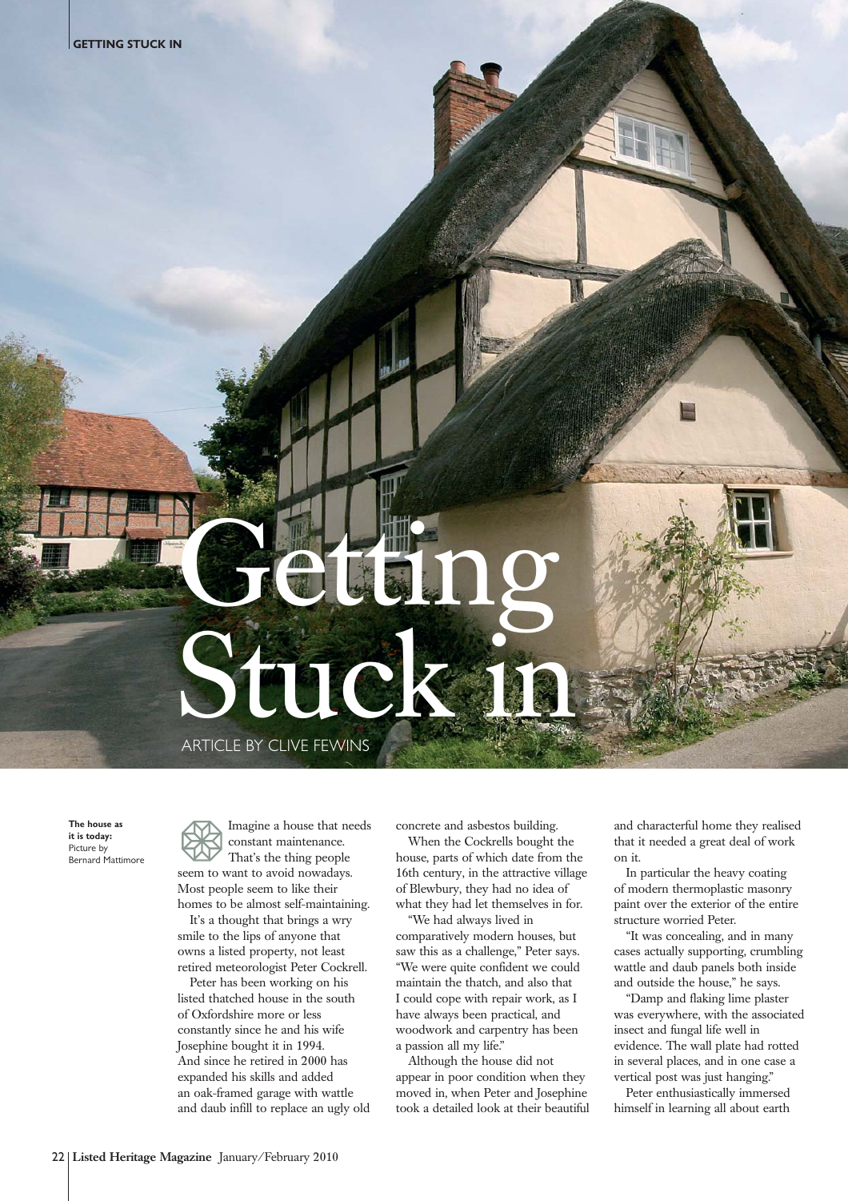# Getting Stuck in

ARTICLE BY CLIVE FEWINS

**The house as it is today:** Picture by Bernard Mattimore

Imagine a house that needs constant maintenance. That's the thing people seem to want to avoid nowadays. Most people seem to like their homes to be almost self-maintaining.

It's a thought that brings a wry smile to the lips of anyone that owns a listed property, not least retired meteorologist Peter Cockrell.

Peter has been working on his listed thatched house in the south of Oxfordshire more or less constantly since he and his wife Josephine bought it in 1994. And since he retired in 2000 has expanded his skills and added an oak-framed garage with wattle and daub infill to replace an ugly old concrete and asbestos building.

When the Cockrells bought the house, parts of which date from the 16th century, in the attractive village of Blewbury, they had no idea of what they had let themselves in for.

"We had always lived in comparatively modern houses, but saw this as a challenge," Peter says. "We were quite confident we could maintain the thatch, and also that I could cope with repair work, as I have always been practical, and woodwork and carpentry has been a passion all my life."

Although the house did not appear in poor condition when they moved in, when Peter and Josephine took a detailed look at their beautiful and characterful home they realised that it needed a great deal of work on it.

In particular the heavy coating of modern thermoplastic masonry paint over the exterior of the entire structure worried Peter.

"It was concealing, and in many cases actually supporting, crumbling wattle and daub panels both inside and outside the house," he says.

"Damp and flaking lime plaster was everywhere, with the associated insect and fungal life well in evidence. The wall plate had rotted in several places, and in one case a vertical post was just hanging."

Peter enthusiastically immersed himself in learning all about earth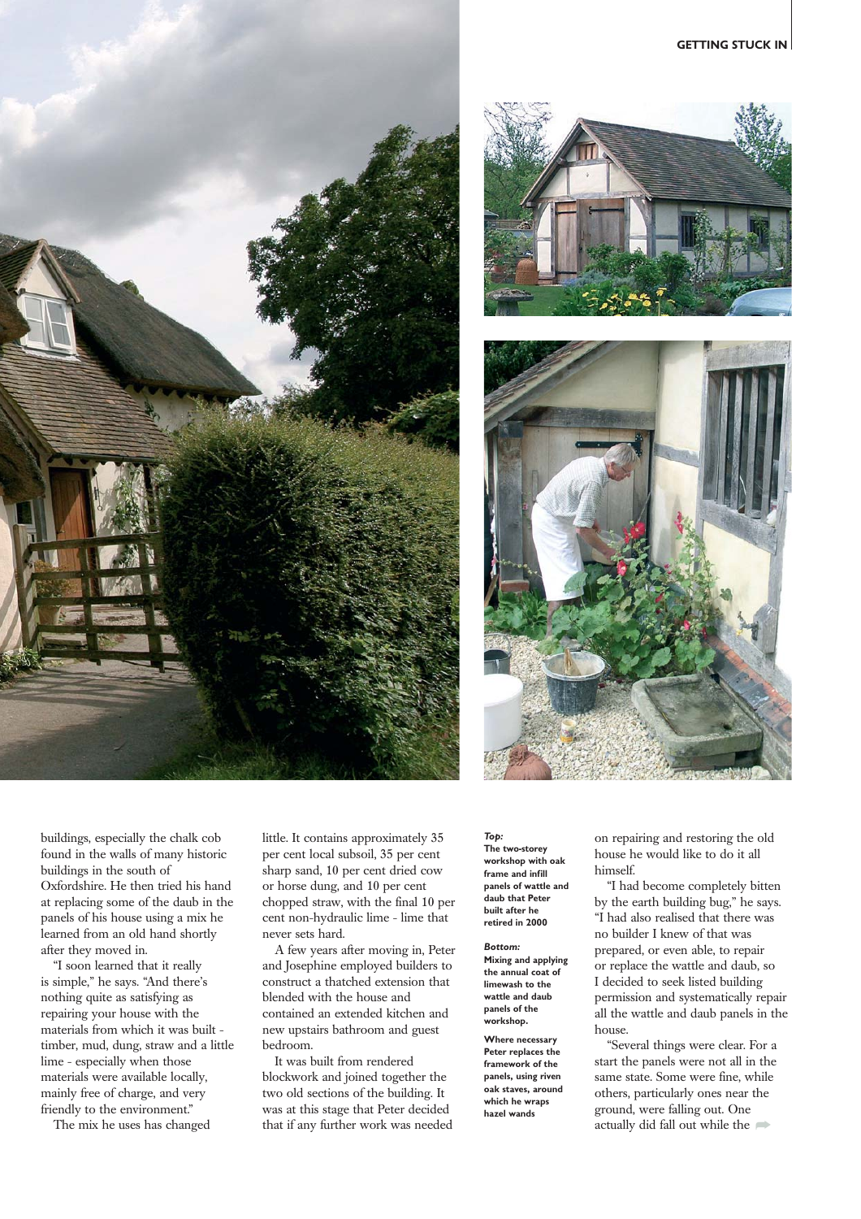buildings, especially the chalk cob found in the walls of many historic buildings in the south of Oxfordshire. He then tried his hand at replacing some of the daub in the panels of his house using a mix he learned from an old hand shortly after they moved in.

"I soon learned that it really is simple," he says. "And there's nothing quite as satisfying as repairing your house with the materials from which it was built - timber, mud, dung, straw and a little lime - especially when those materials were available locally, mainly free of charge, and very friendly to the environment."

The mix he uses has changed little. It contains approximately 35 per cent local subsoil, 35 per cent sharp sand, 10 per cent dried cow or horse dung, and 10 per cent chopped straw, with the final 10 per cent non-hydraulic lime - lime that never sets hard.

A few years after moving in, Peter and Josephine employed builders to construct a thatched extension that blended with the house and contained an extended kitchen and new upstairs bathroom and guest bedroom.

It was built from rendered blockwork and joined together the two old sections of the building. It was at this stage that Peter decided that if any further work was needed on repairing and restoring the old house he would like to do it all himself.

"I had become completely bitten by the earth building bug," he says. "I had also realised that there was no builder I knew of that was prepared, or even able, to repair or replace the wattle and daub, so I decided to seek listed building permission and systematically repair all the wattle and daub panels in the house.

"Several things were clear. For a start the panels were not all in the same state. Some were fine, while others, particularly ones near the ground, were falling out. One actually did fall out while the

***Top:***
**The two-storey workshop with oak frame and infill panels of wattle and daub that Peter built after he retired in 2000**

***Bottom:***
**Mixing and applying the annual coat of limewash to the wattle and daub panels of the workshop.**

**Where necessary Peter replaces the framework of the panels, using riven oak staves, around which he wraps hazel wands**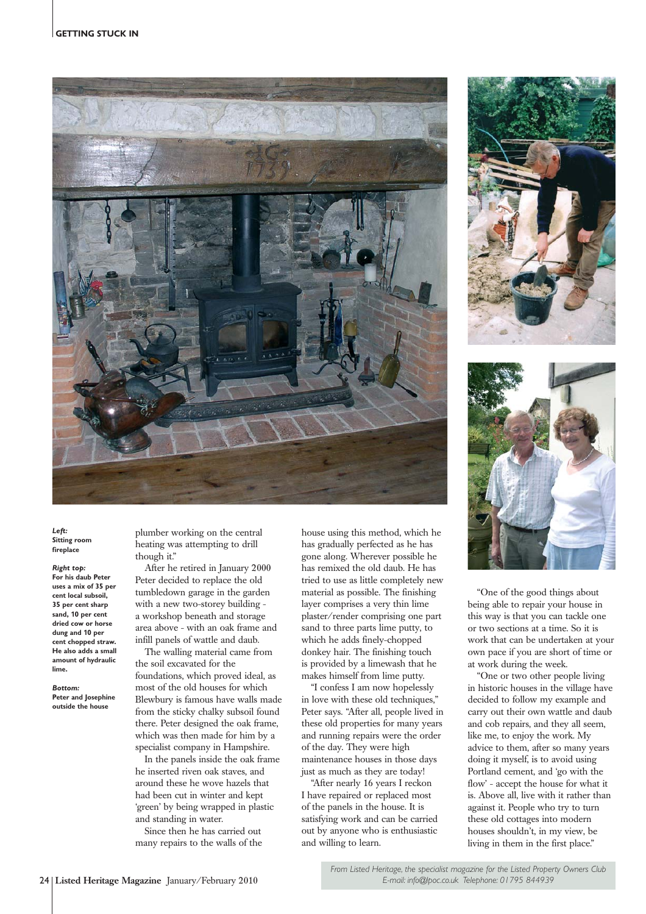*Left:*
**Sitting room fireplace**

*Right top:*
**For his daub Peter uses a mix of 35 per cent local subsoil, 35 per cent sharp sand, 10 per cent dried cow or horse dung and 10 per cent chopped straw. He also adds a small amount of hydraulic lime.**

*Bottom:*
**Peter and Josephine outside the house**

plumber working on the central heating was attempting to drill though it."

After he retired in January 2000 Peter decided to replace the old tumbledown garage in the garden with a new two-storey building - a workshop beneath and storage area above - with an oak frame and infill panels of wattle and daub.

The walling material came from the soil excavated for the foundations, which proved ideal, as most of the old houses for which Blewbury is famous have walls made from the sticky chalky subsoil found there. Peter designed the oak frame, which was then made for him by a specialist company in Hampshire.

In the panels inside the oak frame he inserted riven oak staves, and around these he wove hazels that had been cut in winter and kept 'green' by being wrapped in plastic and standing in water.

Since then he has carried out many repairs to the walls of the house using this method, which he has gradually perfected as he has gone along. Wherever possible he has remixed the old daub. He has tried to use as little completely new material as possible. The finishing layer comprises a very thin lime plaster/render comprising one part sand to three parts lime putty, to which he adds finely-chopped donkey hair. The finishing touch is provided by a limewash that he makes himself from lime putty.

"I confess I am now hopelessly in love with these old techniques," Peter says. "After all, people lived in these old properties for many years and running repairs were the order of the day. They were high maintenance houses in those days just as much as they are today!

"After nearly 16 years I reckon I have repaired or replaced most of the panels in the house. It is satisfying work and can be carried out by anyone who is enthusiastic and willing to learn.

"One of the good things about being able to repair your house in this way is that you can tackle one or two sections at a time. So it is work that can be undertaken at your own pace if you are short of time or at work during the week.

"One or two other people living in historic houses in the village have decided to follow my example and carry out their own wattle and daub and cob repairs, and they all seem, like me, to enjoy the work. My advice to them, after so many years doing it myself, is to avoid using Portland cement, and 'go with the flow' - accept the house for what it is. Above all, live with it rather than against it. People who try to turn these old cottages into modern houses shouldn't, in my view, be living in them in the first place."

*From Listed Heritage, the specialist magazine for the Listed Property Owners Club*
*E-mail: info@lpoc.co.uk Telephone: 01795 844939*